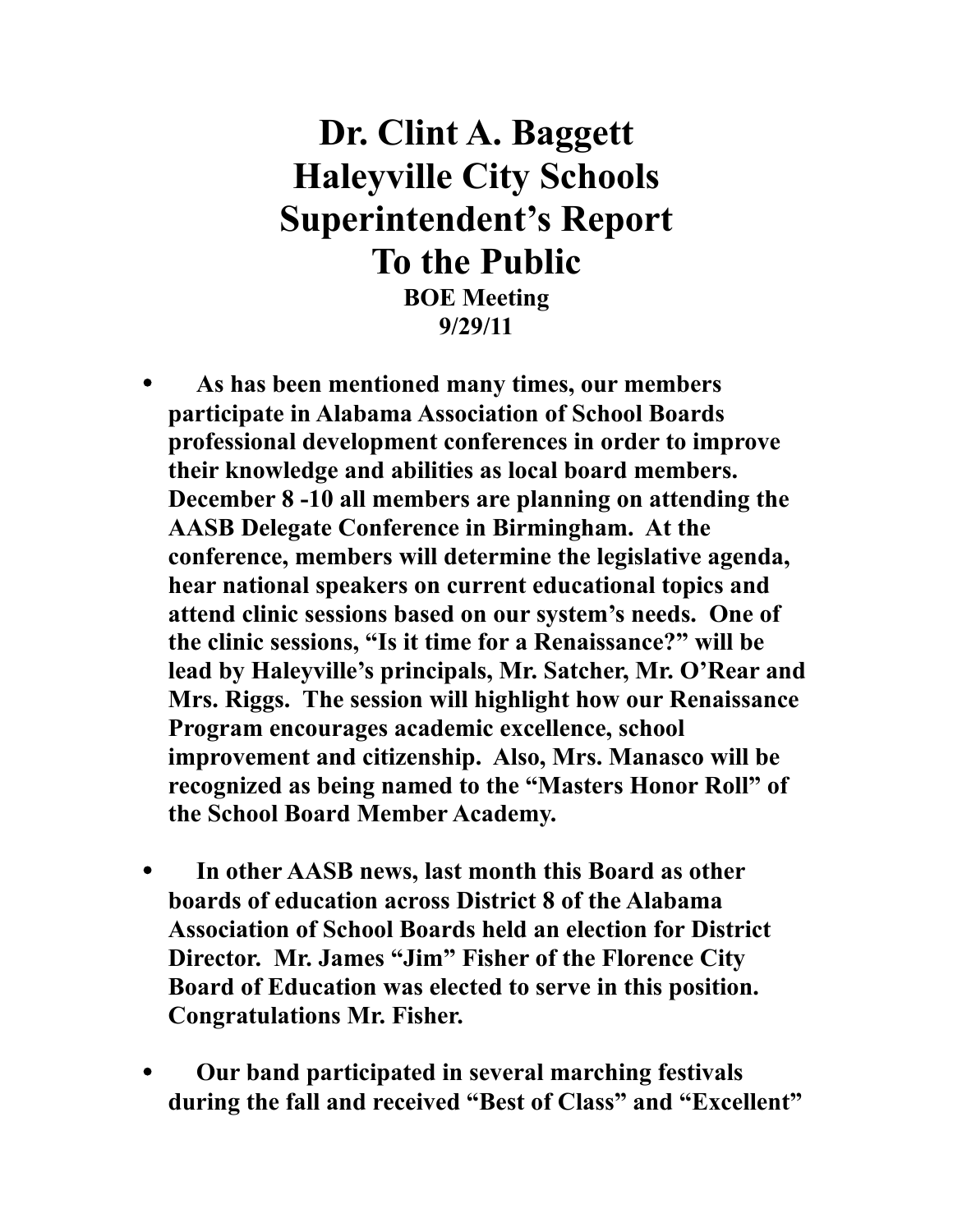# Dr. Clint A. Baggett
# Haleyville City Schools
# Superintendent's Report
# To the Public

**BOE Meeting**
**9/29/11**

- **As has been mentioned many times, our members participate in Alabama Association of School Boards professional development conferences in order to improve their knowledge and abilities as local board members. December 8 -10 all members are planning on attending the AASB Delegate Conference in Birmingham. At the conference, members will determine the legislative agenda, hear national speakers on current educational topics and attend clinic sessions based on our system's needs. One of the clinic sessions, "Is it time for a Renaissance?" will be lead by Haleyville's principals, Mr. Satcher, Mr. O'Rear and Mrs. Riggs. The session will highlight how our Renaissance Program encourages academic excellence, school improvement and citizenship. Also, Mrs. Manasco will be recognized as being named to the "Masters Honor Roll" of the School Board Member Academy.**

- **In other AASB news, last month this Board as other boards of education across District 8 of the Alabama Association of School Boards held an election for District Director. Mr. James "Jim" Fisher of the Florence City Board of Education was elected to serve in this position. Congratulations Mr. Fisher.**

- **Our band participated in several marching festivals during the fall and received "Best of Class" and "Excellent"**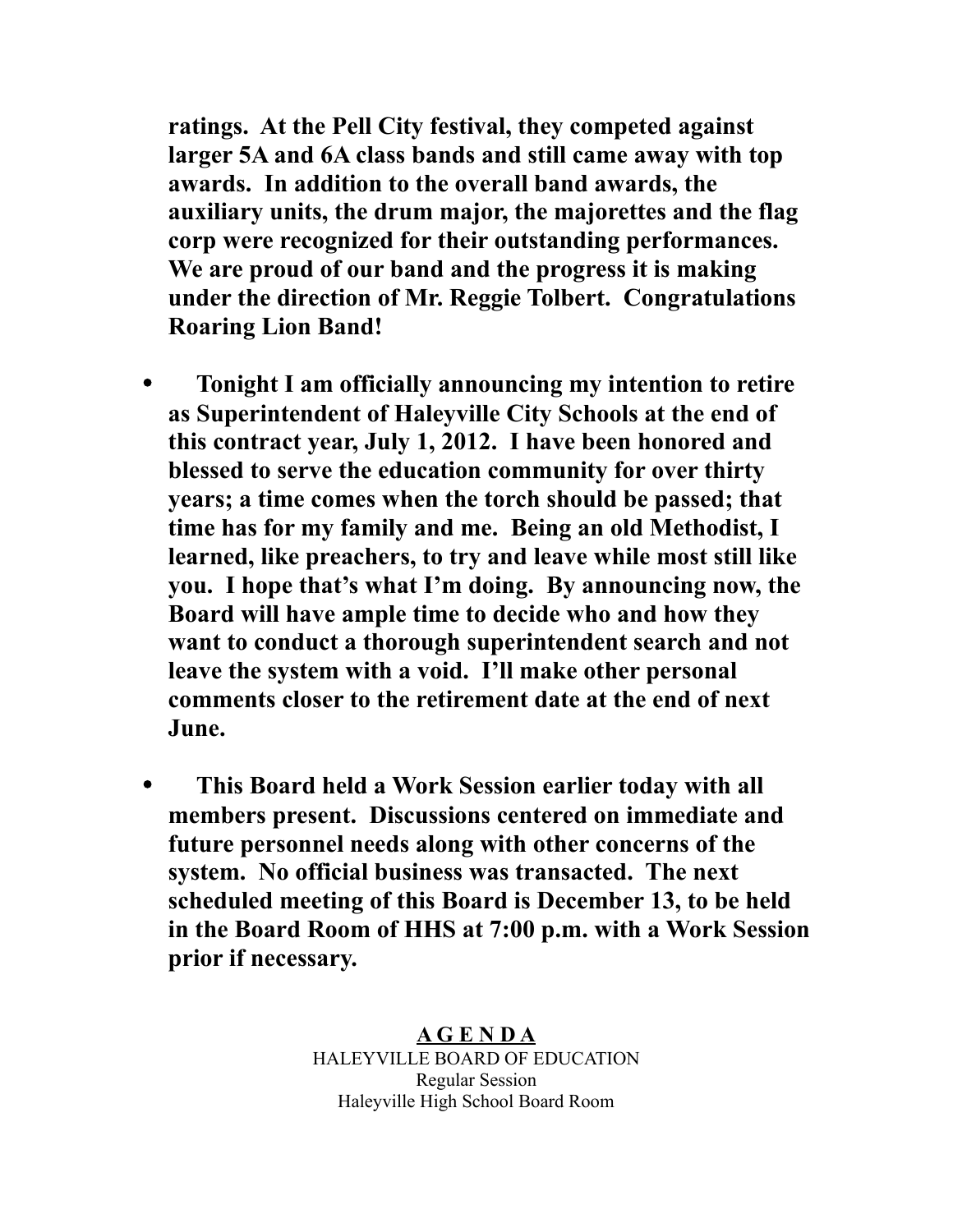**ratings. At the Pell City festival, they competed against larger 5A and 6A class bands and still came away with top awards. In addition to the overall band awards, the auxiliary units, the drum major, the majorettes and the flag corp were recognized for their outstanding performances. We are proud of our band and the progress it is making under the direction of Mr. Reggie Tolbert. Congratulations Roaring Lion Band!**

- **Tonight I am officially announcing my intention to retire as Superintendent of Haleyville City Schools at the end of this contract year, July 1, 2012. I have been honored and blessed to serve the education community for over thirty years; a time comes when the torch should be passed; that time has for my family and me. Being an old Methodist, I learned, like preachers, to try and leave while most still like you. I hope that's what I'm doing. By announcing now, the Board will have ample time to decide who and how they want to conduct a thorough superintendent search and not leave the system with a void. I'll make other personal comments closer to the retirement date at the end of next June.**

- **This Board held a Work Session earlier today with all members present. Discussions centered on immediate and future personnel needs along with other concerns of the system. No official business was transacted. The next scheduled meeting of this Board is December 13, to be held in the Board Room of HHS at 7:00 p.m. with a Work Session prior if necessary.**

## AGENDA

HALEYVILLE BOARD OF EDUCATION
Regular Session
Haleyville High School Board Room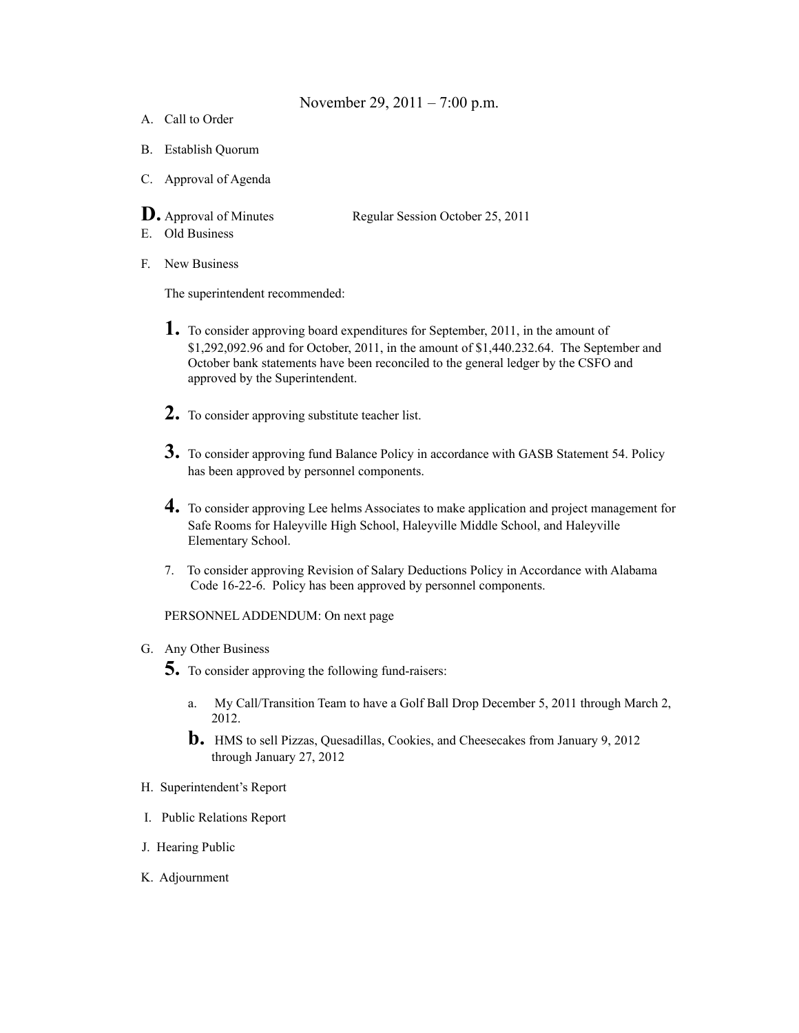November 29, 2011 – 7:00 p.m.

A. Call to Order

B. Establish Quorum

C. Approval of Agenda

**D.** Approval of Minutes Regular Session October 25, 2011

E. Old Business

F. New Business

The superintendent recommended:

**1.** To consider approving board expenditures for September, 2011, in the amount of $1,292,092.96 and for October, 2011, in the amount of $1,440.232.64. The September and October bank statements have been reconciled to the general ledger by the CSFO and approved by the Superintendent.

**2.** To consider approving substitute teacher list.

**3.** To consider approving fund Balance Policy in accordance with GASB Statement 54. Policy has been approved by personnel components.

**4.** To consider approving Lee helms Associates to make application and project management for Safe Rooms for Haleyville High School, Haleyville Middle School, and Haleyville Elementary School.

7. To consider approving Revision of Salary Deductions Policy in Accordance with Alabama Code 16-22-6. Policy has been approved by personnel components.

PERSONNEL ADDENDUM: On next page

G. Any Other Business

**5.** To consider approving the following fund-raisers:

a. My Call/Transition Team to have a Golf Ball Drop December 5, 2011 through March 2, 2012.

**b.** HMS to sell Pizzas, Quesadillas, Cookies, and Cheesecakes from January 9, 2012 through January 27, 2012

H. Superintendent's Report

I. Public Relations Report

J. Hearing Public

K. Adjournment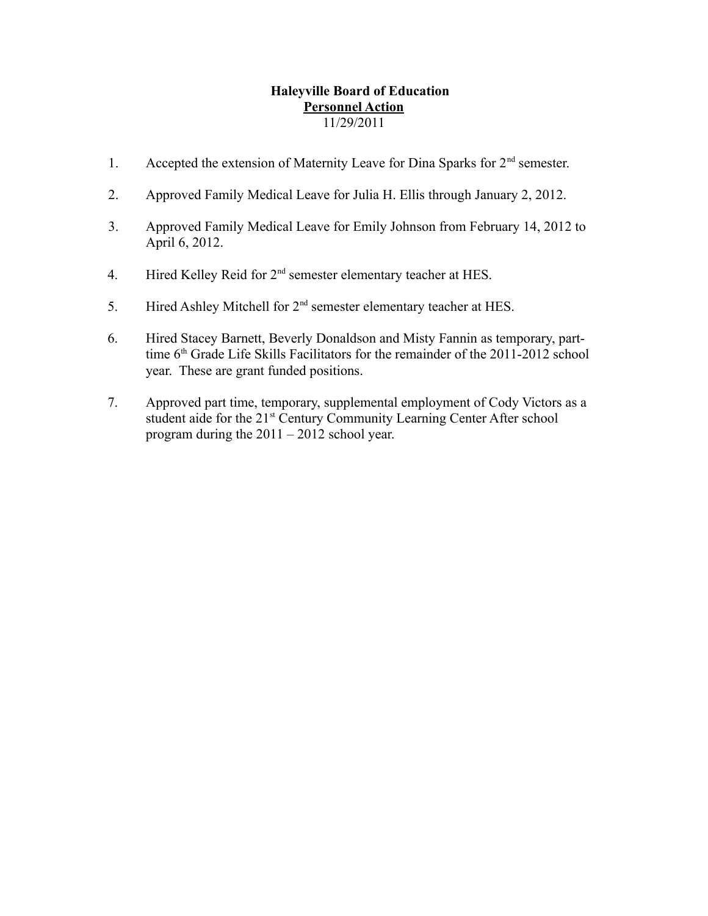**Haleyville Board of Education**
**Personnel Action**
11/29/2011

1. Accepted the extension of Maternity Leave for Dina Sparks for 2nd semester.

2. Approved Family Medical Leave for Julia H. Ellis through January 2, 2012.

3. Approved Family Medical Leave for Emily Johnson from February 14, 2012 to April 6, 2012.

4. Hired Kelley Reid for 2nd semester elementary teacher at HES.

5. Hired Ashley Mitchell for 2nd semester elementary teacher at HES.

6. Hired Stacey Barnett, Beverly Donaldson and Misty Fannin as temporary, part-time 6th Grade Life Skills Facilitators for the remainder of the 2011-2012 school year. These are grant funded positions.

7. Approved part time, temporary, supplemental employment of Cody Victors as a student aide for the 21st Century Community Learning Center After school program during the 2011 – 2012 school year.